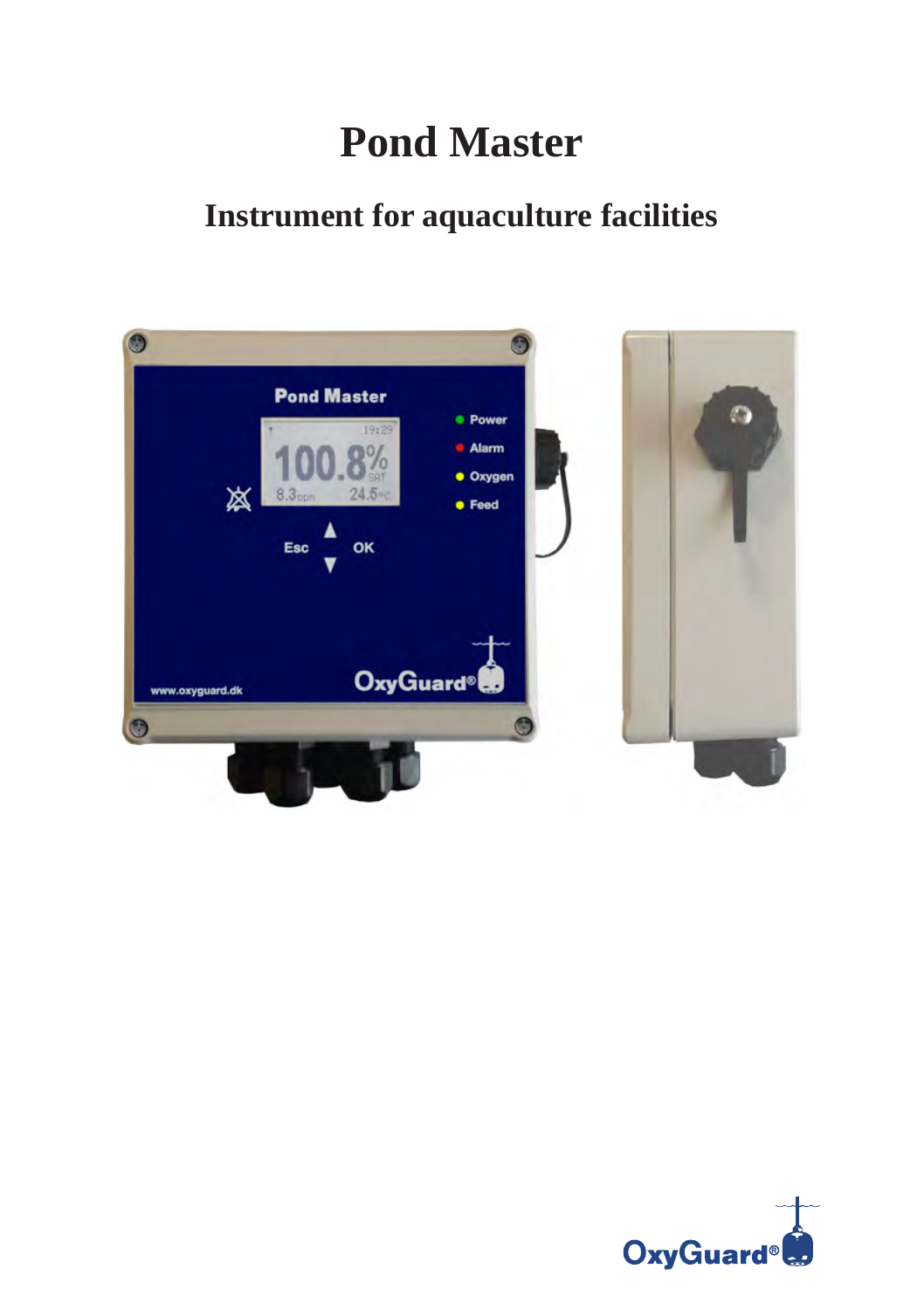# Pond Master

## Instrument for aquaculture facilities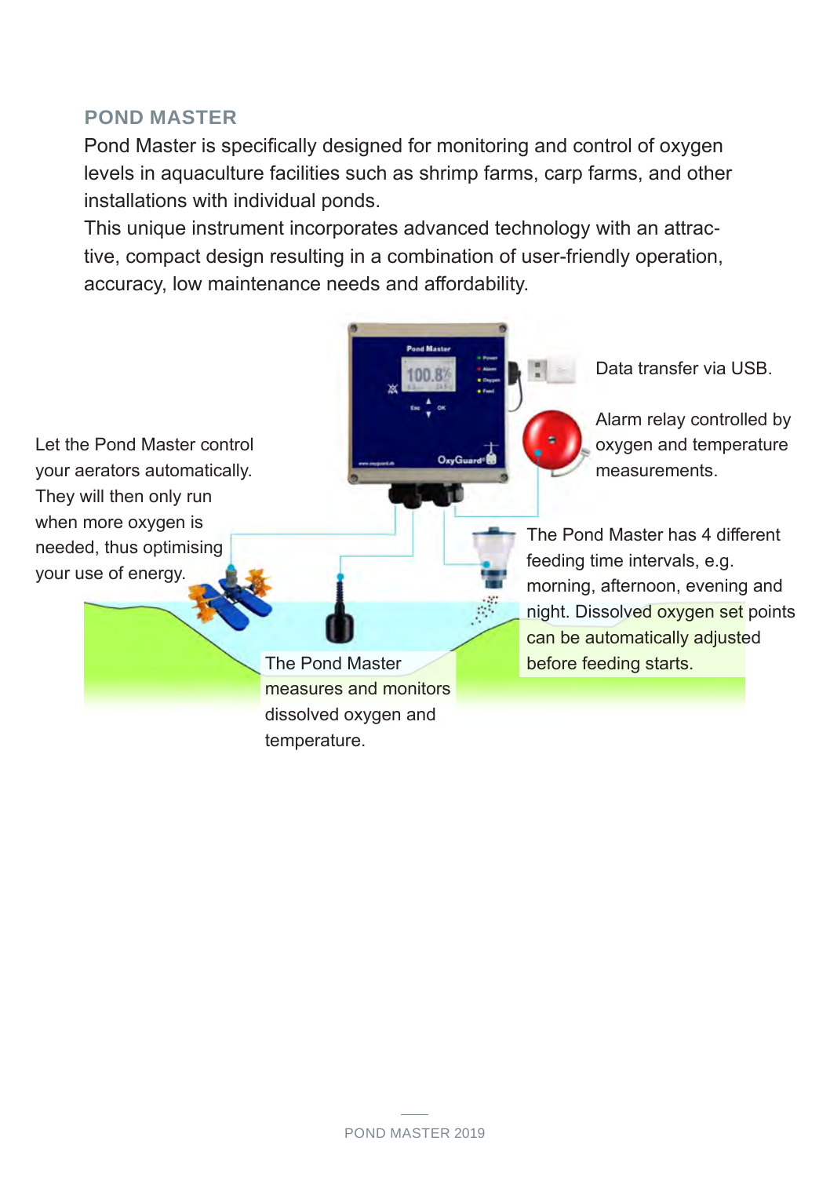## POND MASTER

Pond Master is specifically designed for monitoring and control of oxygen levels in aquaculture facilities such as shrimp farms, carp farms, and other installations with individual ponds.

This unique instrument incorporates advanced technology with an attractive, compact design resulting in a combination of user-friendly operation, accuracy, low maintenance needs and affordability.

Data transfer via USB.

Alarm relay controlled by oxygen and temperature measurements.

Let the Pond Master control your aerators automatically. They will then only run when more oxygen is needed, thus optimising your use of energy.

The Pond Master has 4 different feeding time intervals, e.g. morning, afternoon, evening and night. Dissolved oxygen set points can be automatically adjusted before feeding starts.

The Pond Master measures and monitors dissolved oxygen and temperature.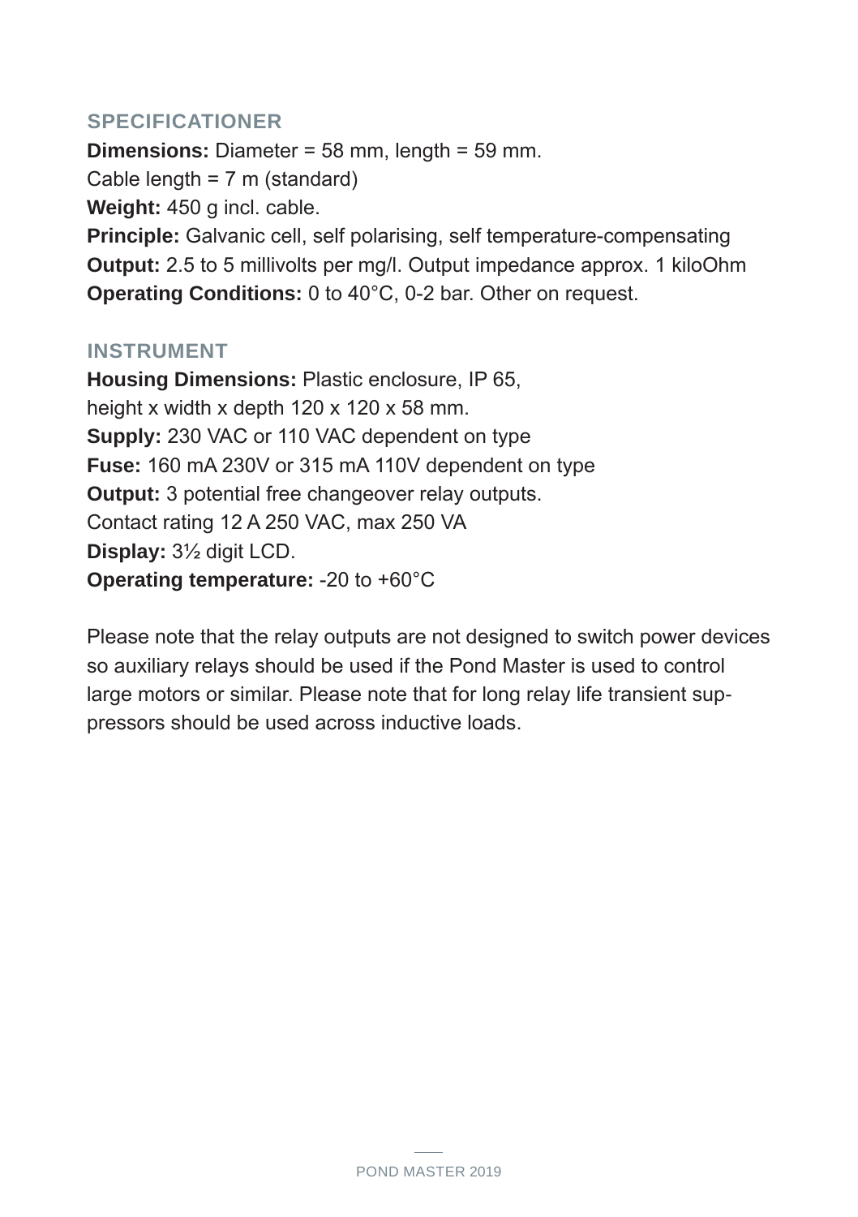## SPECIFICATIONER

**Dimensions:** Diameter = 58 mm, length = 59 mm.
Cable length = 7 m (standard)
**Weight:** 450 g incl. cable.
**Principle:** Galvanic cell, self polarising, self temperature-compensating
**Output:** 2.5 to 5 millivolts per mg/l. Output impedance approx. 1 kiloOhm
**Operating Conditions:** 0 to 40°C, 0-2 bar. Other on request.

## INSTRUMENT

**Housing Dimensions:** Plastic enclosure, IP 65,
height x width x depth 120 x 120 x 58 mm.
**Supply:** 230 VAC or 110 VAC dependent on type
**Fuse:** 160 mA 230V or 315 mA 110V dependent on type
**Output:** 3 potential free changeover relay outputs.
Contact rating 12 A 250 VAC, max 250 VA
**Display:** 3½ digit LCD.
**Operating temperature:** -20 to +60°C

Please note that the relay outputs are not designed to switch power devices so auxiliary relays should be used if the Pond Master is used to control large motors or similar. Please note that for long relay life transient suppressors should be used across inductive loads.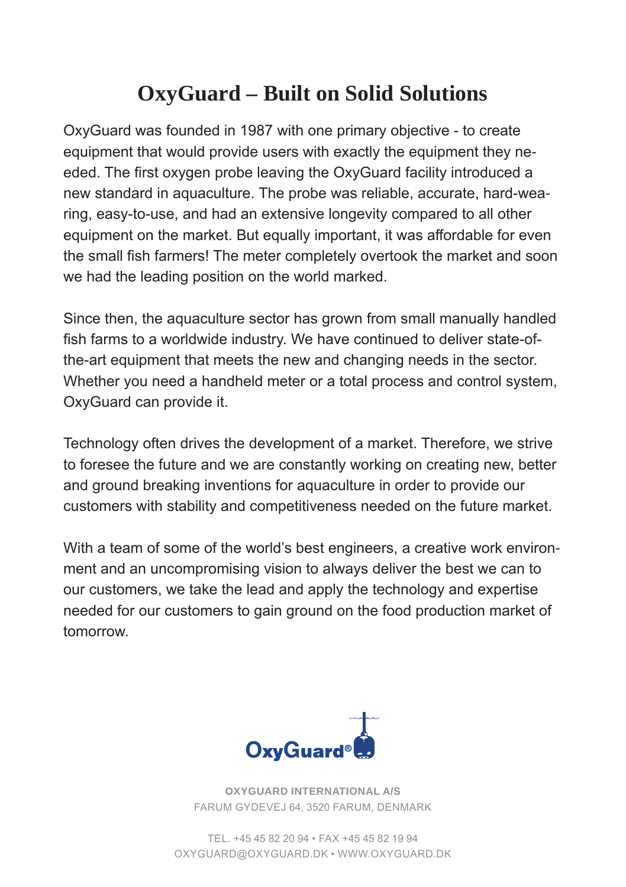# OxyGuard – Built on Solid Solutions

OxyGuard was founded in 1987 with one primary objective - to create equipment that would provide users with exactly the equipment they needed. The first oxygen probe leaving the OxyGuard facility introduced a new standard in aquaculture. The probe was reliable, accurate, hard-wearing, easy-to-use, and had an extensive longevity compared to all other equipment on the market. But equally important, it was affordable for even the small fish farmers! The meter completely overtook the market and soon we had the leading position on the world marked.

Since then, the aquaculture sector has grown from small manually handled fish farms to a worldwide industry. We have continued to deliver state-of-the-art equipment that meets the new and changing needs in the sector. Whether you need a handheld meter or a total process and control system, OxyGuard can provide it.

Technology often drives the development of a market. Therefore, we strive to foresee the future and we are constantly working on creating new, better and ground breaking inventions for aquaculture in order to provide our customers with stability and competitiveness needed on the future market.

With a team of some of the world's best engineers, a creative work environment and an uncompromising vision to always deliver the best we can to our customers, we take the lead and apply the technology and expertise needed for our customers to gain ground on the food production market of tomorrow.

OxyGuard®

**OXYGUARD INTERNATIONAL A/S**
FARUM GYDEVEJ 64, 3520 FARUM, DENMARK

TEL. +45 45 82 20 94 • FAX +45 45 82 19 94
OXYGUARD@OXYGUARD.DK • WWW.OXYGUARD.DK